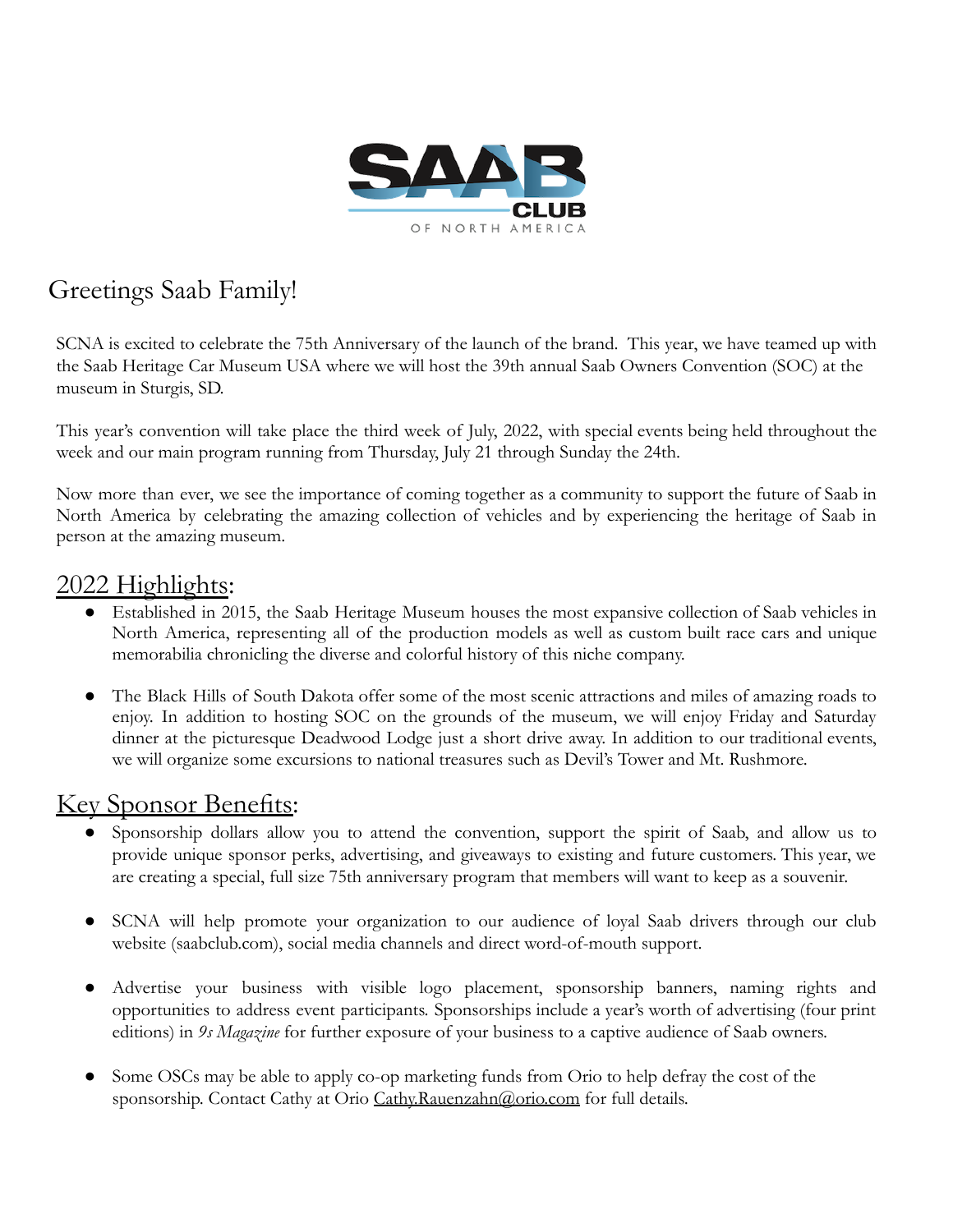# Greetings Saab Family!

SCNA is excited to celebrate the 75th Anniversary of the launch of the brand. This year, we have teamed up with the Saab Heritage Car Museum USA where we will host the 39th annual Saab Owners Convention (SOC) at the museum in Sturgis, SD.

This year's convention will take place the third week of July, 2022, with special events being held throughout the week and our main program running from Thursday, July 21 through Sunday the 24th.

Now more than ever, we see the importance of coming together as a community to support the future of Saab in North America by celebrating the amazing collection of vehicles and by experiencing the heritage of Saab in person at the amazing museum.

## 2022 Highlights:

- Established in 2015, the Saab Heritage Museum houses the most expansive collection of Saab vehicles in North America, representing all of the production models as well as custom built race cars and unique memorabilia chronicling the diverse and colorful history of this niche company.

- The Black Hills of South Dakota offer some of the most scenic attractions and miles of amazing roads to enjoy. In addition to hosting SOC on the grounds of the museum, we will enjoy Friday and Saturday dinner at the picturesque Deadwood Lodge just a short drive away. In addition to our traditional events, we will organize some excursions to national treasures such as Devil's Tower and Mt. Rushmore.

## Key Sponsor Benefits:

- Sponsorship dollars allow you to attend the convention, support the spirit of Saab, and allow us to provide unique sponsor perks, advertising, and giveaways to existing and future customers. This year, we are creating a special, full size 75th anniversary program that members will want to keep as a souvenir.

- SCNA will help promote your organization to our audience of loyal Saab drivers through our club website (saabclub.com), social media channels and direct word-of-mouth support.

- Advertise your business with visible logo placement, sponsorship banners, naming rights and opportunities to address event participants. Sponsorships include a year's worth of advertising (four print editions) in *9s Magazine* for further exposure of your business to a captive audience of Saab owners.

- Some OSCs may be able to apply co-op marketing funds from Orio to help defray the cost of the sponsorship. Contact Cathy at Orio Cathy.Rauenzahn@orio.com for full details.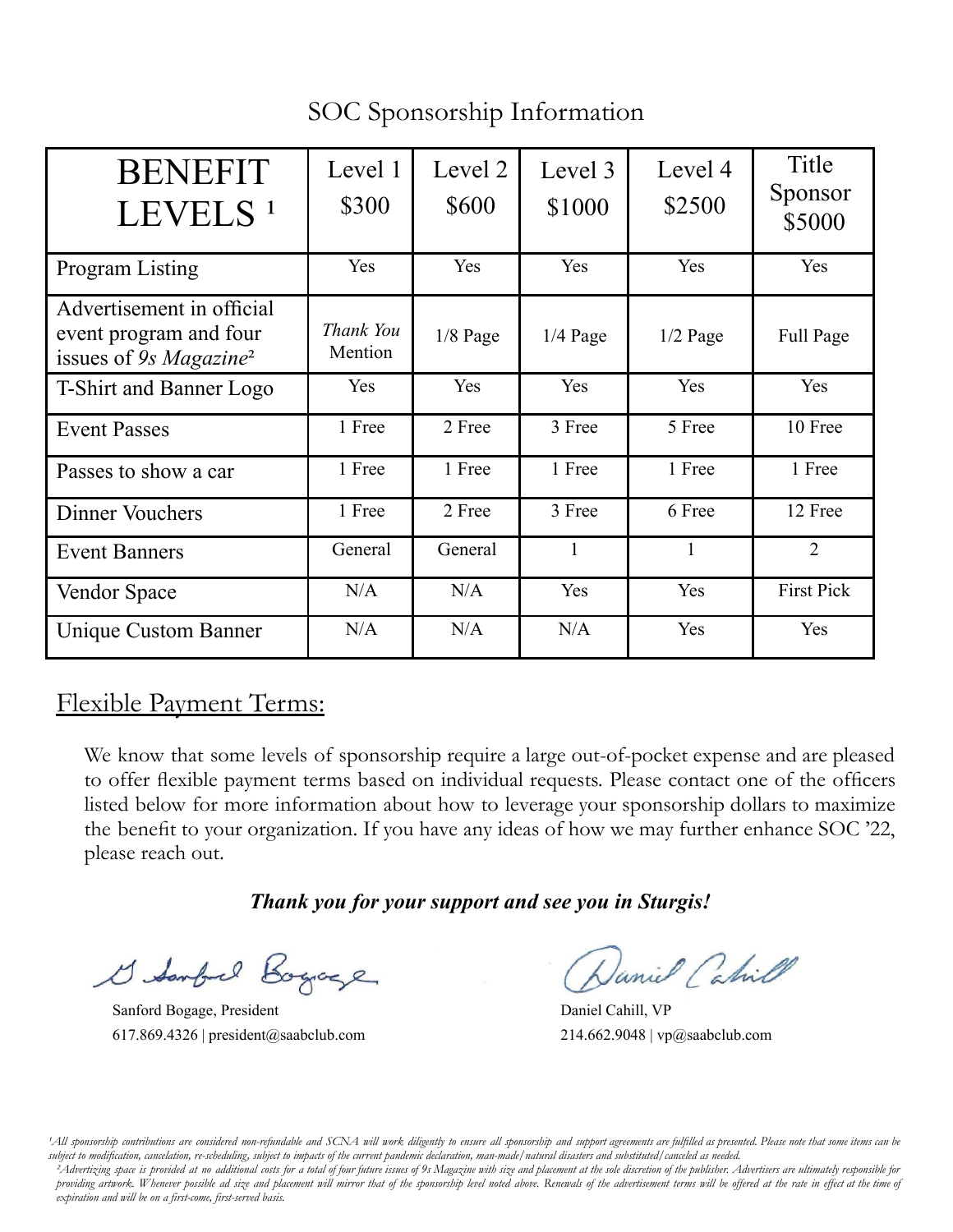# SOC Sponsorship Information

| BENEFIT LEVELS [1] | Level 1 $300 | Level 2 $600 | Level 3 $1000 | Level 4 $2500 | Title Sponsor $5000 |
|---|---|---|---|---|---|
| Program Listing | Yes | Yes | Yes | Yes | Yes |
| Advertisement in official event program and four issues of *9s Magazine*[2] | *Thank You* Mention | 1/8 Page | 1/4 Page | 1/2 Page | Full Page |
| T-Shirt and Banner Logo | Yes | Yes | Yes | Yes | Yes |
| Event Passes | 1 Free | 2 Free | 3 Free | 5 Free | 10 Free |
| Passes to show a car | 1 Free | 1 Free | 1 Free | 1 Free | 1 Free |
| Dinner Vouchers | 1 Free | 2 Free | 3 Free | 6 Free | 12 Free |
| Event Banners | General | General | 1 | 1 | 2 |
| Vendor Space | N/A | N/A | Yes | Yes | First Pick |
| Unique Custom Banner | N/A | N/A | N/A | Yes | Yes |

## Flexible Payment Terms:

We know that some levels of sponsorship require a large out-of-pocket expense and are pleased to offer flexible payment terms based on individual requests. Please contact one of the officers listed below for more information about how to leverage your sponsorship dollars to maximize the benefit to your organization. If you have any ideas of how we may further enhance SOC '22, please reach out.

***Thank you for your support and see you in Sturgis!***

Sanford Bogage, President
617.869.4326 | president@saabclub.com

Daniel Cahill, VP
214.662.9048 | vp@saabclub.com

*[1]All sponsorship contributions are considered non-refundable and SCNA will work diligently to ensure all sponsorship and support agreements are fulfilled as presented. Please note that some items can be subject to modification, cancelation, re-scheduling, subject to impacts of the current pandemic declaration, man-made/natural disasters and substituted/canceled as needed.*

*[2]Advertizing space is provided at no additional costs for a total of four future issues of 9s Magazine with size and placement at the sole discretion of the publisher. Advertisers are ultimately responsible for providing artwork. Whenever possible ad size and placement will mirror that of the sponsorship level noted above. Renewals of the advertisement terms will be offered at the rate in effect at the time of expiration and will be on a first-come, first-served basis.*